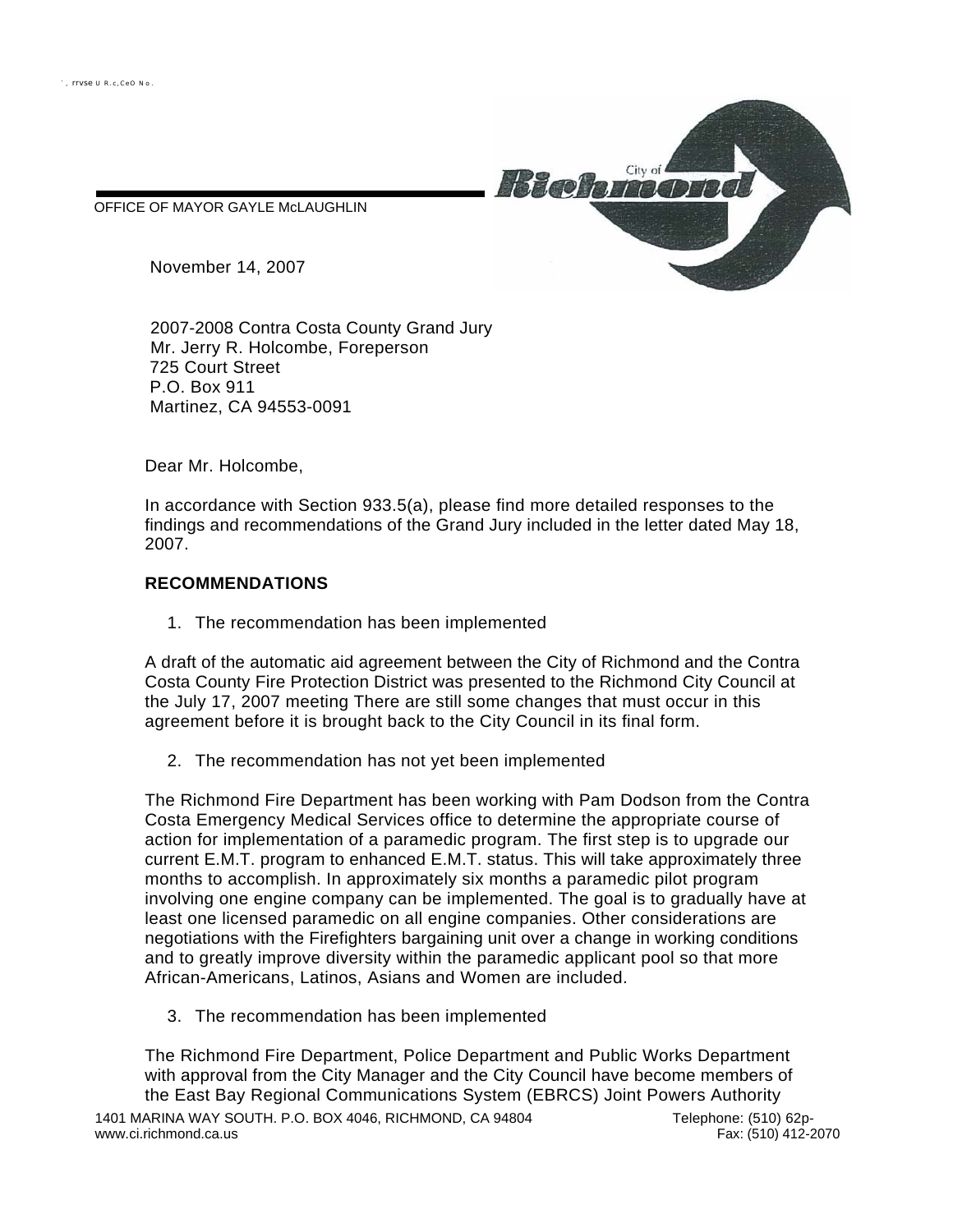OFFICE OF MAYOR GAYLE McLAUGHLIN

November 14, 2007

2007-2008 Contra Costa County Grand Jury
Mr. Jerry R. Holcombe, Foreperson
725 Court Street
P.O. Box 911
Martinez, CA 94553-0091

Dear Mr. Holcombe,

In accordance with Section 933.5(a), please find more detailed responses to the findings and recommendations of the Grand Jury included in the letter dated May 18, 2007.

**RECOMMENDATIONS**

1. The recommendation has been implemented

A draft of the automatic aid agreement between the City of Richmond and the Contra Costa County Fire Protection District was presented to the Richmond City Council at the July 17, 2007 meeting There are still some changes that must occur in this agreement before it is brought back to the City Council in its final form.

2. The recommendation has not yet been implemented

The Richmond Fire Department has been working with Pam Dodson from the Contra Costa Emergency Medical Services office to determine the appropriate course of action for implementation of a paramedic program. The first step is to upgrade our current E.M.T. program to enhanced E.M.T. status. This will take approximately three months to accomplish. In approximately six months a paramedic pilot program involving one engine company can be implemented. The goal is to gradually have at least one licensed paramedic on all engine companies. Other considerations are negotiations with the Firefighters bargaining unit over a change in working conditions and to greatly improve diversity within the paramedic applicant pool so that more African-Americans, Latinos, Asians and Women are included.

3. The recommendation has been implemented

The Richmond Fire Department, Police Department and Public Works Department with approval from the City Manager and the City Council have become members of the East Bay Regional Communications System (EBRCS) Joint Powers Authority

1401 MARINA WAY SOUTH. P.O. BOX 4046, RICHMOND, CA 94804
www.ci.richmond.ca.us

Telephone: (510) 62p-
Fax: (510) 412-2070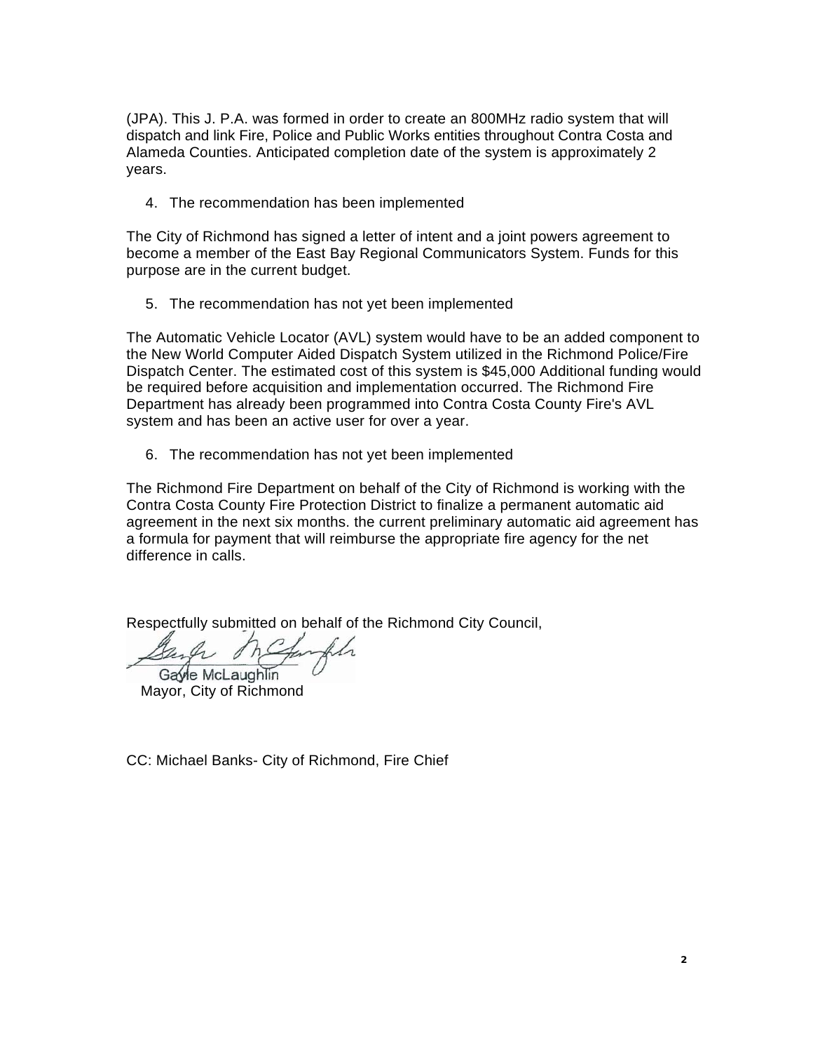(JPA). This J. P.A. was formed in order to create an 800MHz radio system that will dispatch and link Fire, Police and Public Works entities throughout Contra Costa and Alameda Counties. Anticipated completion date of the system is approximately 2 years.

4. The recommendation has been implemented

The City of Richmond has signed a letter of intent and a joint powers agreement to become a member of the East Bay Regional Communicators System. Funds for this purpose are in the current budget.

5. The recommendation has not yet been implemented

The Automatic Vehicle Locator (AVL) system would have to be an added component to the New World Computer Aided Dispatch System utilized in the Richmond Police/Fire Dispatch Center. The estimated cost of this system is $45,000 Additional funding would be required before acquisition and implementation occurred. The Richmond Fire Department has already been programmed into Contra Costa County Fire's AVL system and has been an active user for over a year.

6. The recommendation has not yet been implemented

The Richmond Fire Department on behalf of the City of Richmond is working with the Contra Costa County Fire Protection District to finalize a permanent automatic aid agreement in the next six months. the current preliminary automatic aid agreement has a formula for payment that will reimburse the appropriate fire agency for the net difference in calls.

Respectfully submitted on behalf of the Richmond City Council,

Gayle McLaughlin
Mayor, City of Richmond

CC: Michael Banks- City of Richmond, Fire Chief